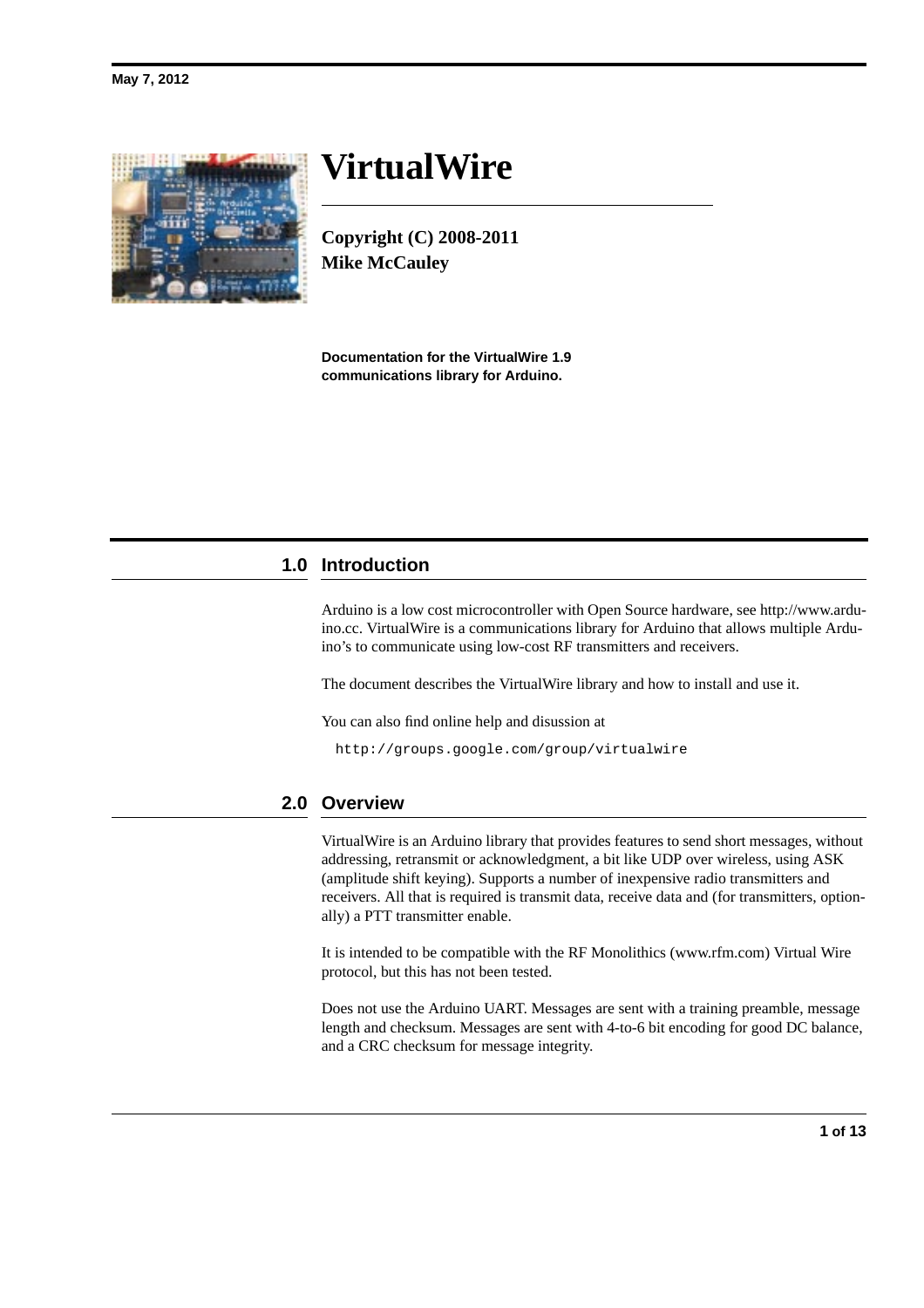May 7, 2012

# VirtualWire

**Copyright (C) 2008-2011**
**Mike McCauley**

**Documentation for the VirtualWire 1.9 communications library for Arduino.**

## 1.0 Introduction

Arduino is a low cost microcontroller with Open Source hardware, see http://www.arduino.cc. VirtualWire is a communications library for Arduino that allows multiple Arduino's to communicate using low-cost RF transmitters and receivers.

The document describes the VirtualWire library and how to install and use it.

You can also find online help and disussion at

```
http://groups.google.com/group/virtualwire
```

## 2.0 Overview

VirtualWire is an Arduino library that provides features to send short messages, without addressing, retransmit or acknowledgment, a bit like UDP over wireless, using ASK (amplitude shift keying). Supports a number of inexpensive radio transmitters and receivers. All that is required is transmit data, receive data and (for transmitters, optionally) a PTT transmitter enable.

It is intended to be compatible with the RF Monolithics (www.rfm.com) Virtual Wire protocol, but this has not been tested.

Does not use the Arduino UART. Messages are sent with a training preamble, message length and checksum. Messages are sent with 4-to-6 bit encoding for good DC balance, and a CRC checksum for message integrity.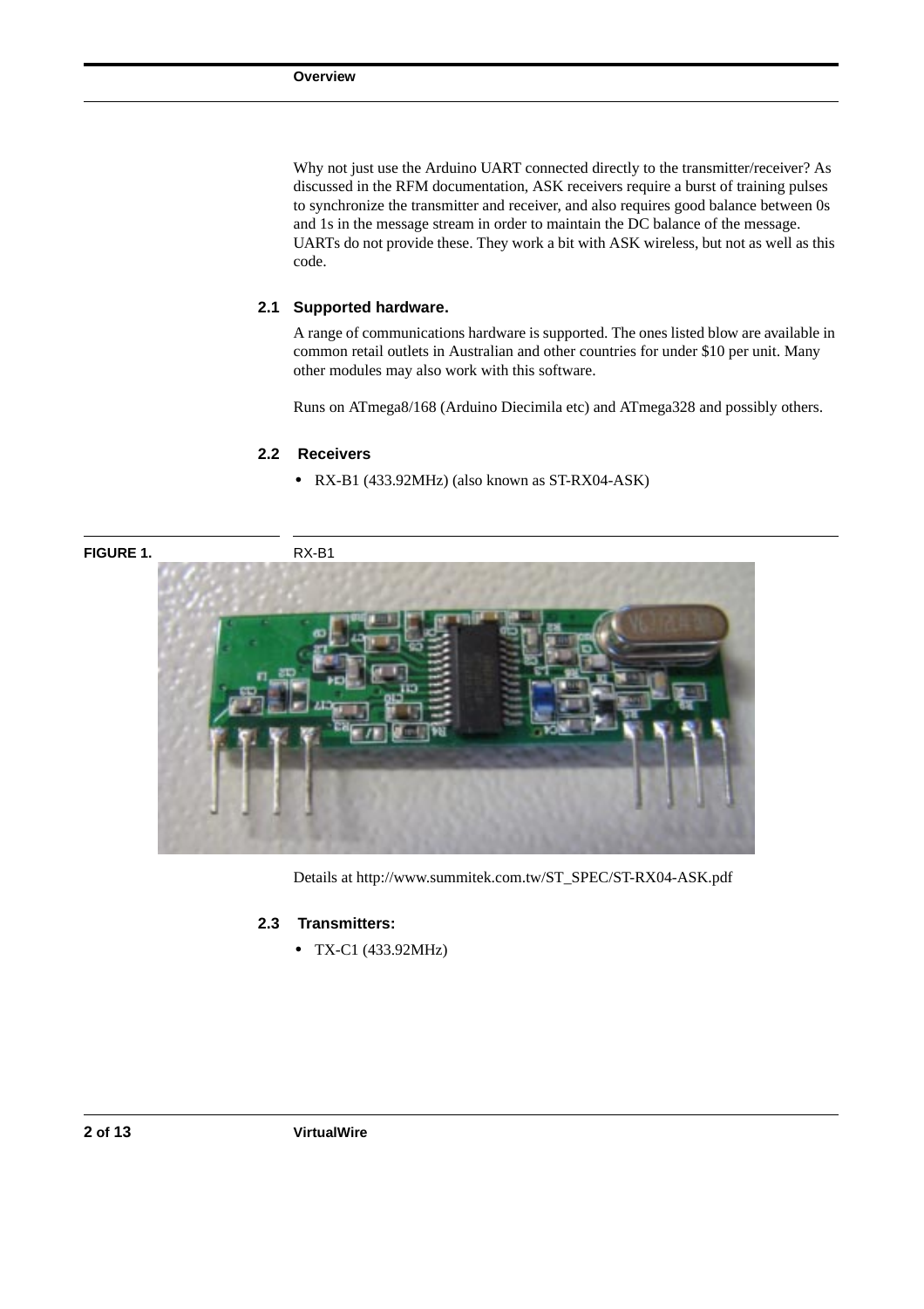Why not just use the Arduino UART connected directly to the transmitter/receiver? As discussed in the RFM documentation, ASK receivers require a burst of training pulses to synchronize the transmitter and receiver, and also requires good balance between 0s and 1s in the message stream in order to maintain the DC balance of the message. UARTs do not provide these. They work a bit with ASK wireless, but not as well as this code.

## 2.1 Supported hardware.

A range of communications hardware is supported. The ones listed blow are available in common retail outlets in Australian and other countries for under $10 per unit. Many other modules may also work with this software.

Runs on ATmega8/168 (Arduino Diecimila etc) and ATmega328 and possibly others.

## 2.2 Receivers

- RX-B1 (433.92MHz) (also known as ST-RX04-ASK)

**FIGURE 1.** RX-B1

Details at http://www.summitek.com.tw/ST_SPEC/ST-RX04-ASK.pdf

## 2.3 Transmitters:

- TX-C1 (433.92MHz)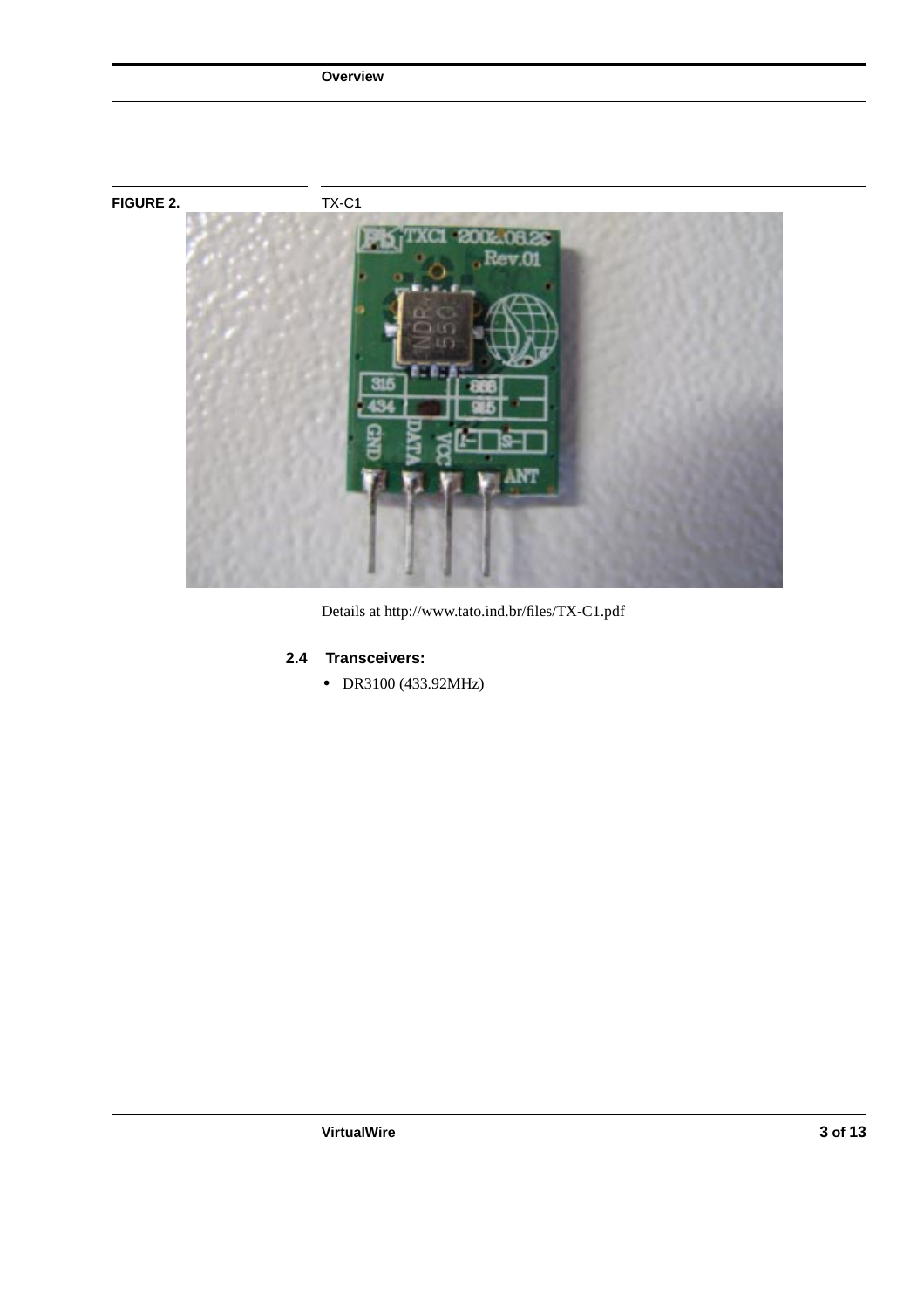**FIGURE 2.** TX-C1

Details at http://www.tato.ind.br/files/TX-C1.pdf

### 2.4 Transceivers:

- DR3100 (433.92MHz)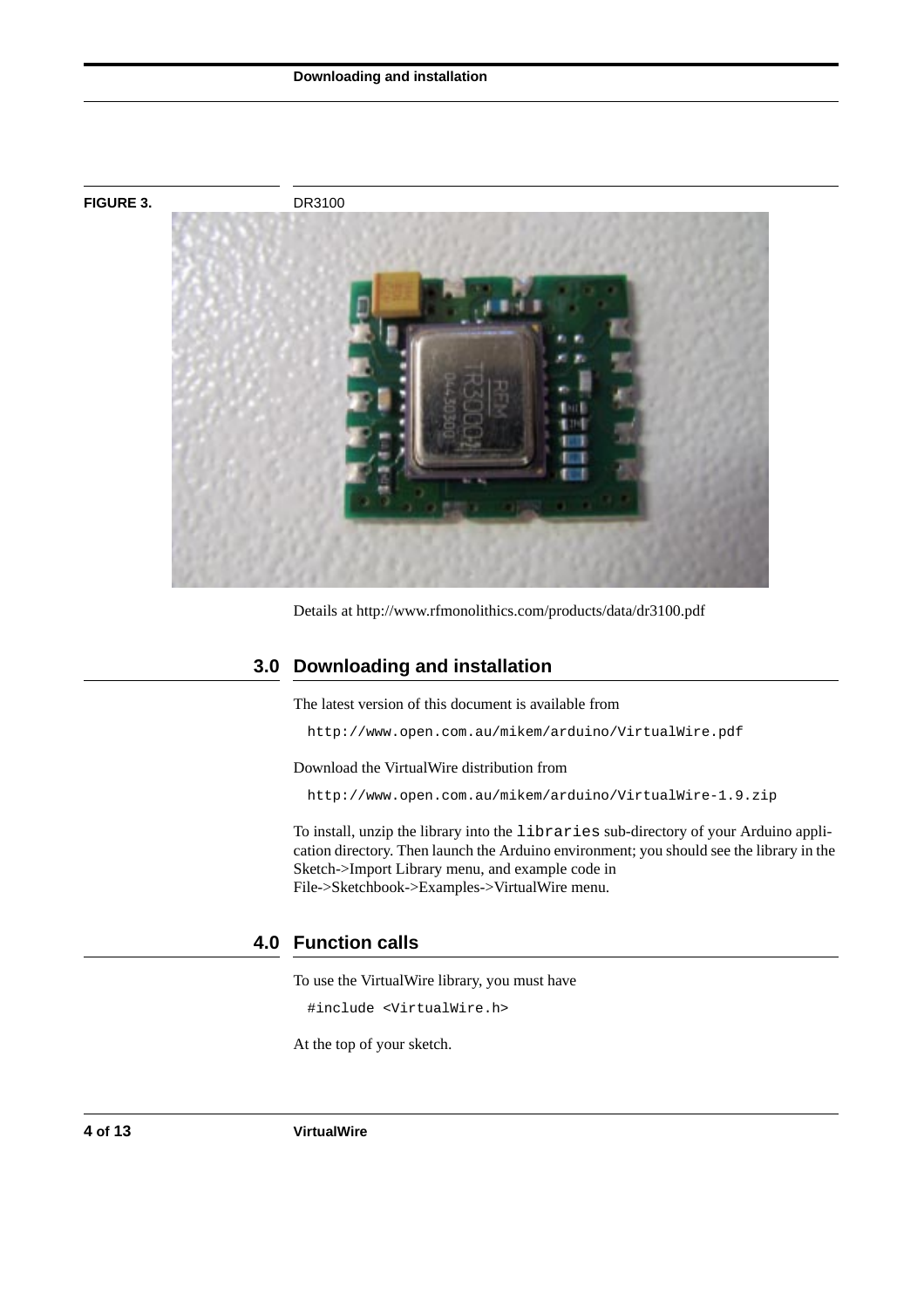**FIGURE 3.** DR3100

Details at http://www.rfmonolithics.com/products/data/dr3100.pdf

## 3.0 Downloading and installation

The latest version of this document is available from

```
http://www.open.com.au/mikem/arduino/VirtualWire.pdf
```

Download the VirtualWire distribution from

```
http://www.open.com.au/mikem/arduino/VirtualWire-1.9.zip
```

To install, unzip the library into the `libraries` sub-directory of your Arduino application directory. Then launch the Arduino environment; you should see the library in the Sketch->Import Library menu, and example code in File->Sketchbook->Examples->VirtualWire menu.

## 4.0 Function calls

To use the VirtualWire library, you must have

```
#include <VirtualWire.h>
```

At the top of your sketch.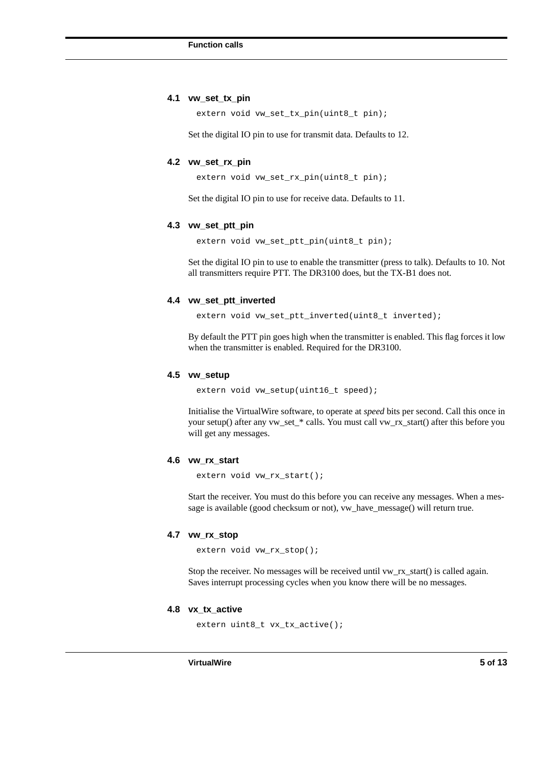### 4.1 vw_set_tx_pin

```
extern void vw_set_tx_pin(uint8_t pin);
```

Set the digital IO pin to use for transmit data. Defaults to 12.

### 4.2 vw_set_rx_pin

```
extern void vw_set_rx_pin(uint8_t pin);
```

Set the digital IO pin to use for receive data. Defaults to 11.

### 4.3 vw_set_ptt_pin

```
extern void vw_set_ptt_pin(uint8_t pin);
```

Set the digital IO pin to use to enable the transmitter (press to talk). Defaults to 10. Not all transmitters require PTT. The DR3100 does, but the TX-B1 does not.

### 4.4 vw_set_ptt_inverted

```
extern void vw_set_ptt_inverted(uint8_t inverted);
```

By default the PTT pin goes high when the transmitter is enabled. This flag forces it low when the transmitter is enabled. Required for the DR3100.

### 4.5 vw_setup

```
extern void vw_setup(uint16_t speed);
```

Initialise the VirtualWire software, to operate at *speed* bits per second. Call this once in your setup() after any vw_set_* calls. You must call vw_rx_start() after this before you will get any messages.

### 4.6 vw_rx_start

```
extern void vw_rx_start();
```

Start the receiver. You must do this before you can receive any messages. When a message is available (good checksum or not), vw_have_message() will return true.

### 4.7 vw_rx_stop

```
extern void vw_rx_stop();
```

Stop the receiver. No messages will be received until vw_rx_start() is called again. Saves interrupt processing cycles when you know there will be no messages.

### 4.8 vx_tx_active

```
extern uint8_t vx_tx_active();
```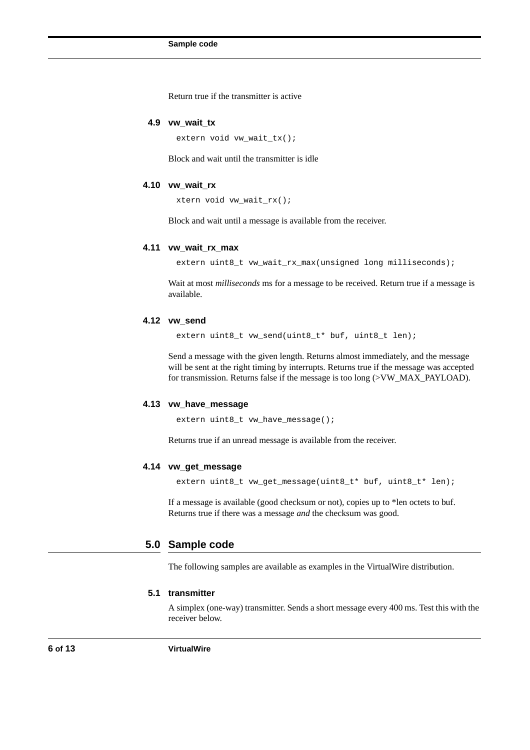Return true if the transmitter is active

### 4.9 vw_wait_tx

```
extern void vw_wait_tx();
```

Block and wait until the transmitter is idle

### 4.10 vw_wait_rx

```
xtern void vw_wait_rx();
```

Block and wait until a message is available from the receiver.

### 4.11 vw_wait_rx_max

```
extern uint8_t vw_wait_rx_max(unsigned long milliseconds);
```

Wait at most *milliseconds* ms for a message to be received. Return true if a message is available.

### 4.12 vw_send

```
extern uint8_t vw_send(uint8_t* buf, uint8_t len);
```

Send a message with the given length. Returns almost immediately, and the message will be sent at the right timing by interrupts. Returns true if the message was accepted for transmission. Returns false if the message is too long (>VW_MAX_PAYLOAD).

### 4.13 vw_have_message

```
extern uint8_t vw_have_message();
```

Returns true if an unread message is available from the receiver.

### 4.14 vw_get_message

```
extern uint8_t vw_get_message(uint8_t* buf, uint8_t* len);
```

If a message is available (good checksum or not), copies up to *len octets to buf. Returns true if there was a message *and* the checksum was good.

## 5.0 Sample code

The following samples are available as examples in the VirtualWire distribution.

### 5.1 transmitter

A simplex (one-way) transmitter. Sends a short message every 400 ms. Test this with the receiver below.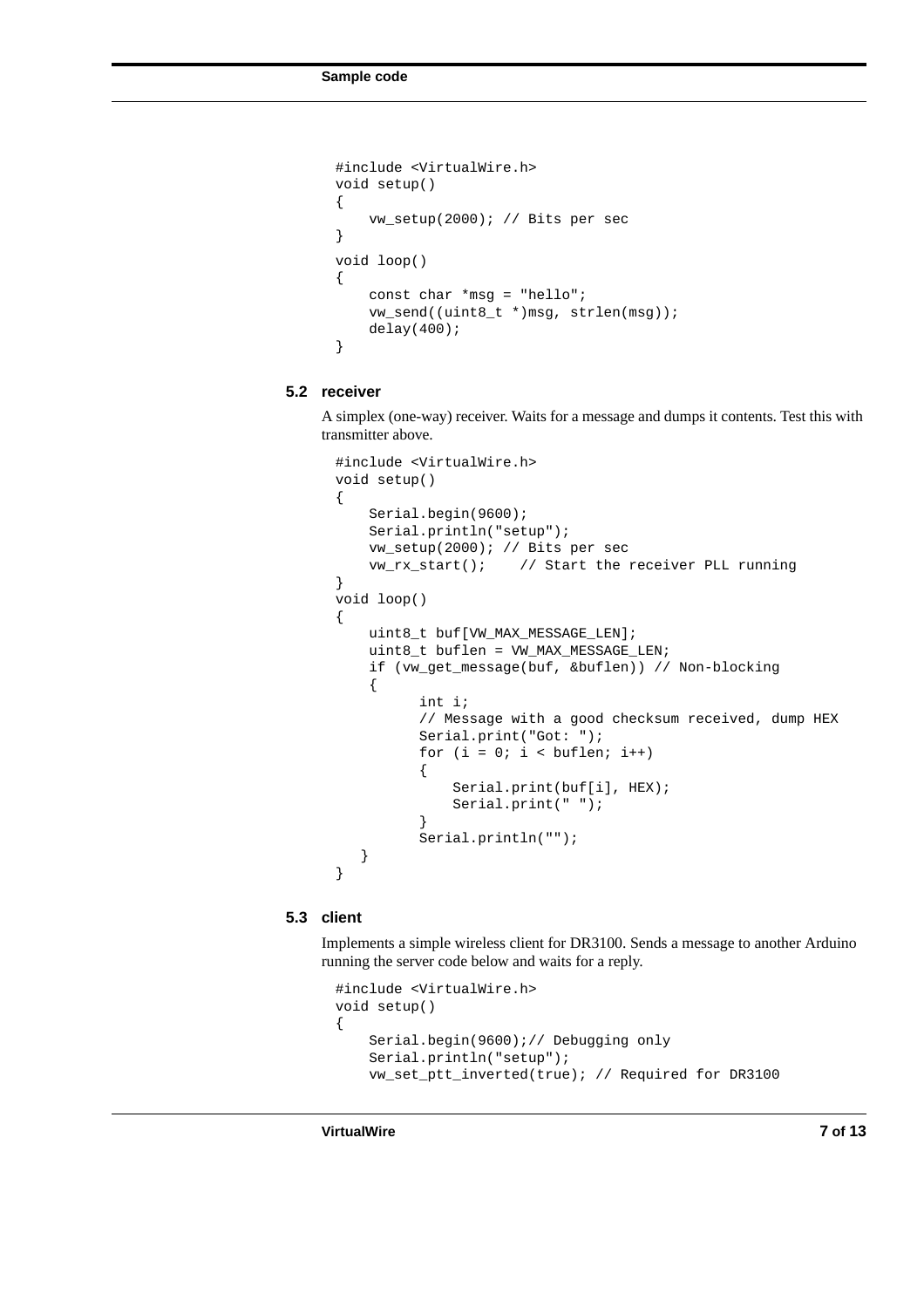```
#include <VirtualWire.h>
void setup()
{
    vw_setup(2000); // Bits per sec
}
void loop()
{
    const char *msg = "hello";
    vw_send((uint8_t *)msg, strlen(msg));
    delay(400);
}
```

### 5.2 receiver

A simplex (one-way) receiver. Waits for a message and dumps it contents. Test this with transmitter above.

```
#include <VirtualWire.h>
void setup()
{
    Serial.begin(9600);
    Serial.println("setup");
    vw_setup(2000); // Bits per sec
    vw_rx_start();    // Start the receiver PLL running
}
void loop()
{
    uint8_t buf[VW_MAX_MESSAGE_LEN];
    uint8_t buflen = VW_MAX_MESSAGE_LEN;
    if (vw_get_message(buf, &buflen)) // Non-blocking
    {
          int i;
          // Message with a good checksum received, dump HEX
          Serial.print("Got: ");
          for (i = 0; i < buflen; i++)
          {
              Serial.print(buf[i], HEX);
              Serial.print(" ");
          }
          Serial.println("");
   }
}
```

### 5.3 client

Implements a simple wireless client for DR3100. Sends a message to another Arduino running the server code below and waits for a reply.

```
#include <VirtualWire.h>
void setup()
{
    Serial.begin(9600);// Debugging only
    Serial.println("setup");
    vw_set_ptt_inverted(true); // Required for DR3100
```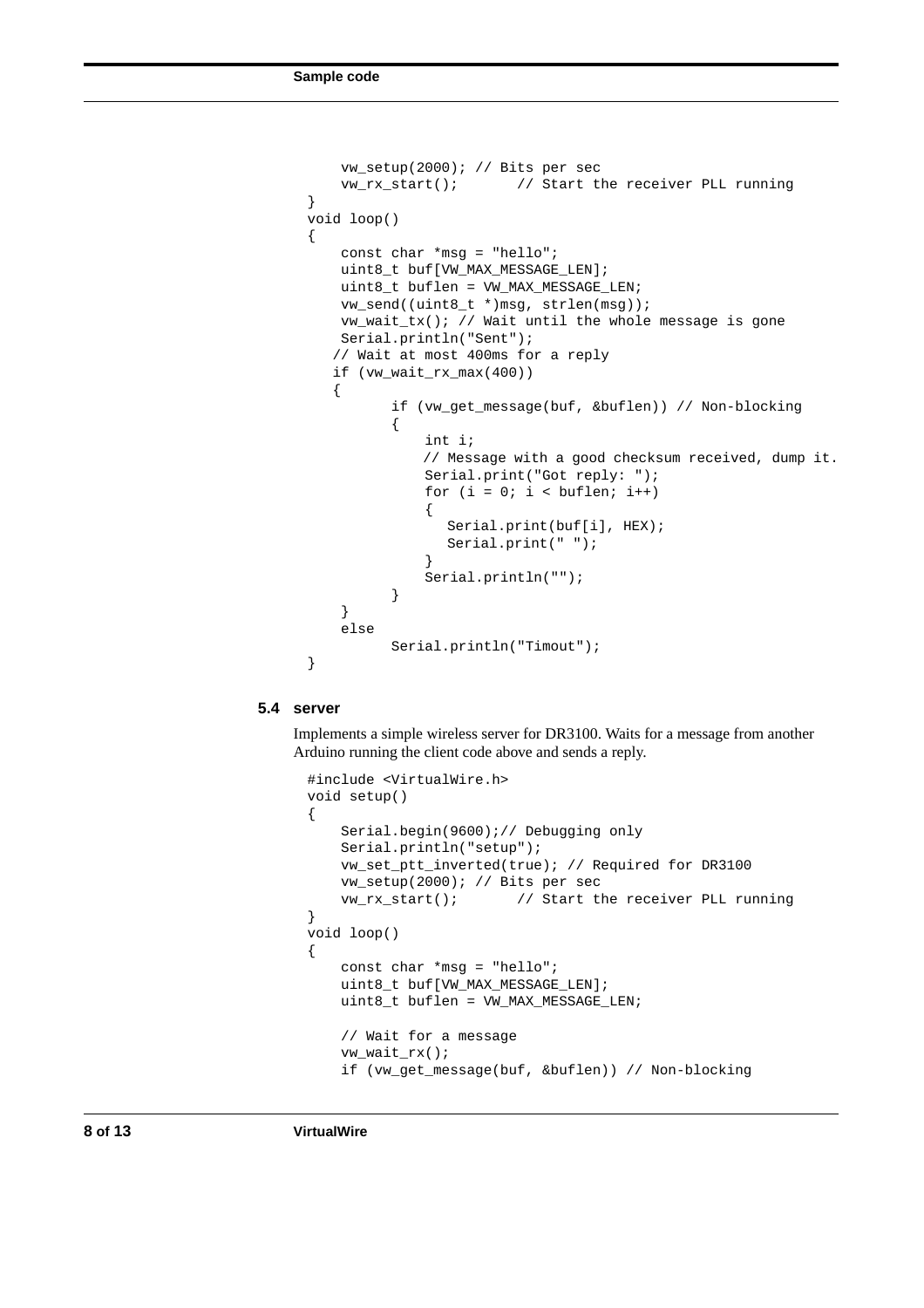```
    vw_setup(2000); // Bits per sec
    vw_rx_start();       // Start the receiver PLL running
}
void loop()
{
    const char *msg = "hello";
    uint8_t buf[VW_MAX_MESSAGE_LEN];
    uint8_t buflen = VW_MAX_MESSAGE_LEN;
    vw_send((uint8_t *)msg, strlen(msg));
    vw_wait_tx(); // Wait until the whole message is gone
    Serial.println("Sent");
   // Wait at most 400ms for a reply
   if (vw_wait_rx_max(400))
   {
          if (vw_get_message(buf, &buflen)) // Non-blocking
          {
              int i;
              // Message with a good checksum received, dump it.
              Serial.print("Got reply: ");
              for (i = 0; i < buflen; i++)
              {
                 Serial.print(buf[i], HEX);
                 Serial.print(" ");
              }
              Serial.println("");
          }
    }
    else
          Serial.println("Timout");
}
```

### 5.4 server

Implements a simple wireless server for DR3100. Waits for a message from another Arduino running the client code above and sends a reply.

```
#include <VirtualWire.h>
void setup()
{
    Serial.begin(9600);// Debugging only
    Serial.println("setup");
    vw_set_ptt_inverted(true); // Required for DR3100
    vw_setup(2000); // Bits per sec
    vw_rx_start();       // Start the receiver PLL running
}
void loop()
{
    const char *msg = "hello";
    uint8_t buf[VW_MAX_MESSAGE_LEN];
    uint8_t buflen = VW_MAX_MESSAGE_LEN;

    // Wait for a message
    vw_wait_rx();
    if (vw_get_message(buf, &buflen)) // Non-blocking
```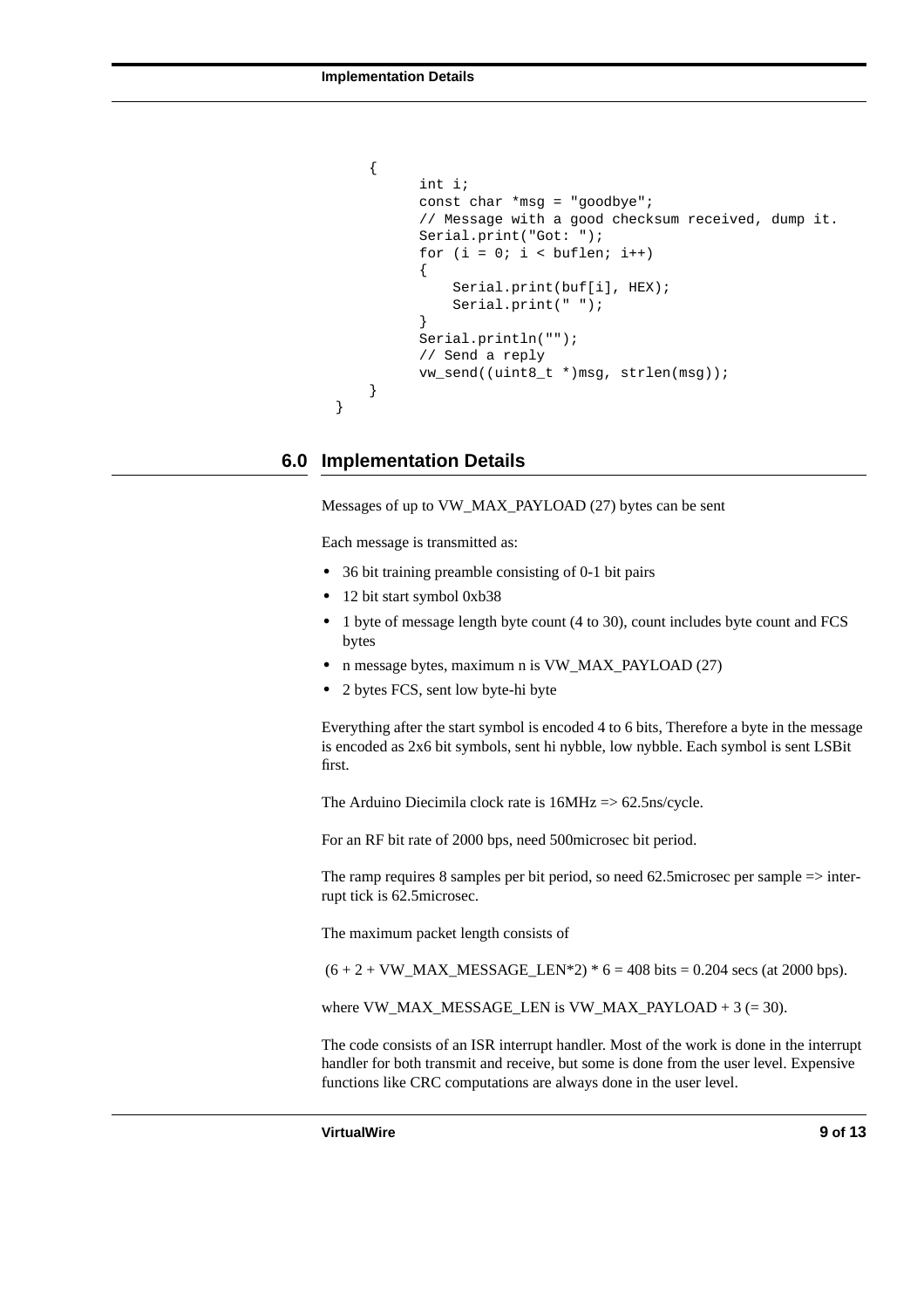```
    {
        int i;
        const char *msg = "goodbye";
        // Message with a good checksum received, dump it.
        Serial.print("Got: ");
        for (i = 0; i < buflen; i++)
        {
            Serial.print(buf[i], HEX);
            Serial.print(" ");
        }
        Serial.println("");
        // Send a reply
        vw_send((uint8_t *)msg, strlen(msg));
    }
}
```

## 6.0 Implementation Details

Messages of up to VW_MAX_PAYLOAD (27) bytes can be sent

Each message is transmitted as:

- 36 bit training preamble consisting of 0-1 bit pairs
- 12 bit start symbol 0xb38
- 1 byte of message length byte count (4 to 30), count includes byte count and FCS bytes
- n message bytes, maximum n is VW_MAX_PAYLOAD (27)
- 2 bytes FCS, sent low byte-hi byte

Everything after the start symbol is encoded 4 to 6 bits, Therefore a byte in the message is encoded as 2x6 bit symbols, sent hi nybble, low nybble. Each symbol is sent LSBit first.

The Arduino Diecimila clock rate is 16MHz => 62.5ns/cycle.

For an RF bit rate of 2000 bps, need 500microsec bit period.

The ramp requires 8 samples per bit period, so need 62.5microsec per sample => interrupt tick is 62.5microsec.

The maximum packet length consists of

(6 + 2 + VW_MAX_MESSAGE_LEN*2) * 6 = 408 bits = 0.204 secs (at 2000 bps).

where VW_MAX_MESSAGE_LEN is VW_MAX_PAYLOAD + 3 (= 30).

The code consists of an ISR interrupt handler. Most of the work is done in the interrupt handler for both transmit and receive, but some is done from the user level. Expensive functions like CRC computations are always done in the user level.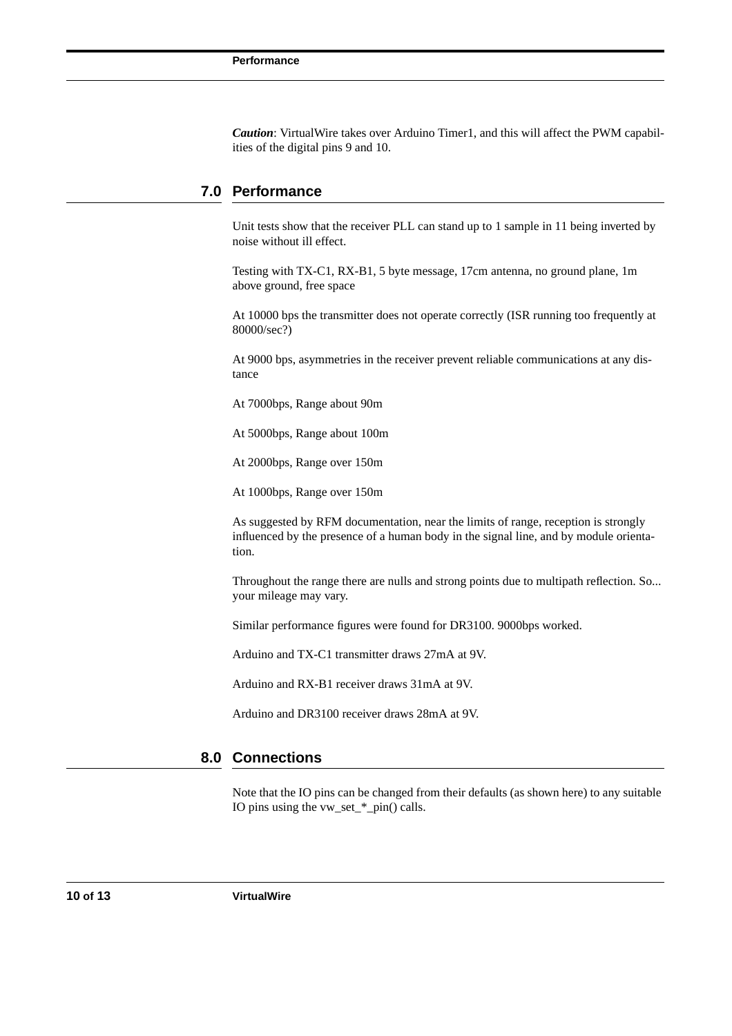***Caution***: VirtualWire takes over Arduino Timer1, and this will affect the PWM capabilities of the digital pins 9 and 10.

## 7.0 Performance

Unit tests show that the receiver PLL can stand up to 1 sample in 11 being inverted by noise without ill effect.

Testing with TX-C1, RX-B1, 5 byte message, 17cm antenna, no ground plane, 1m above ground, free space

At 10000 bps the transmitter does not operate correctly (ISR running too frequently at 80000/sec?)

At 9000 bps, asymmetries in the receiver prevent reliable communications at any distance

At 7000bps, Range about 90m

At 5000bps, Range about 100m

At 2000bps, Range over 150m

At 1000bps, Range over 150m

As suggested by RFM documentation, near the limits of range, reception is strongly influenced by the presence of a human body in the signal line, and by module orientation.

Throughout the range there are nulls and strong points due to multipath reflection. So... your mileage may vary.

Similar performance figures were found for DR3100. 9000bps worked.

Arduino and TX-C1 transmitter draws 27mA at 9V.

Arduino and RX-B1 receiver draws 31mA at 9V.

Arduino and DR3100 receiver draws 28mA at 9V.

## 8.0 Connections

Note that the IO pins can be changed from their defaults (as shown here) to any suitable IO pins using the vw_set_*_pin() calls.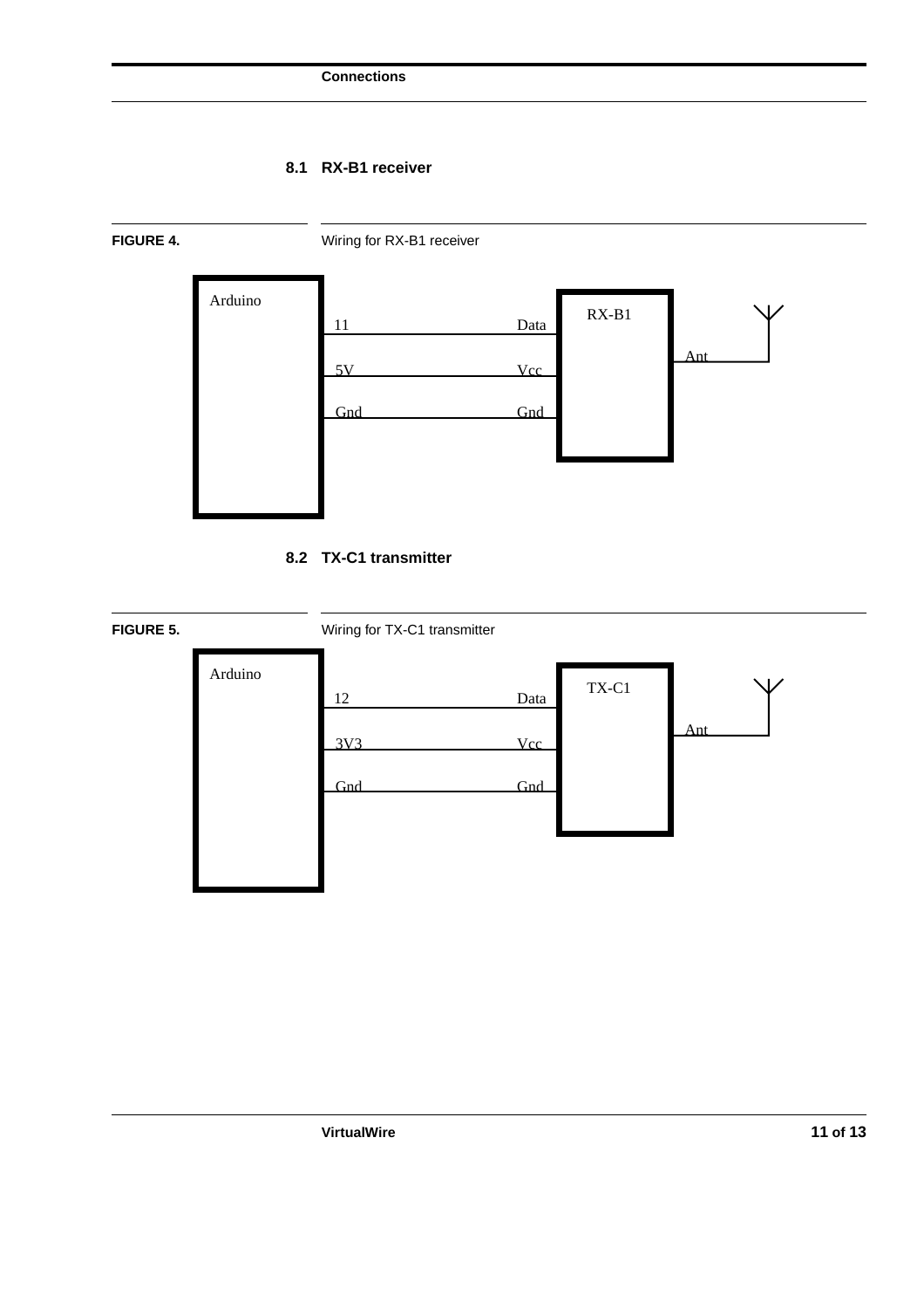## 8.1 RX-B1 receiver

**FIGURE 4.** Wiring for RX-B1 receiver

| Arduino | RX-B1 |
|---|---|
| 11 | Data |
| 5V | Vcc |
| Gnd | Gnd |
| | Ant |

## 8.2 TX-C1 transmitter

**FIGURE 5.** Wiring for TX-C1 transmitter

| Arduino | TX-C1 |
|---|---|
| 12 | Data |
| 3V3 | Vcc |
| Gnd | Gnd |
| | Ant |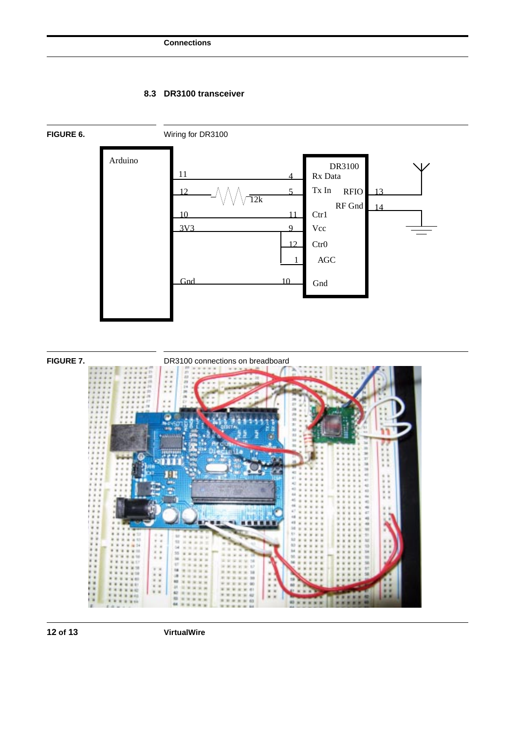## 8.3 DR3100 transceiver

**FIGURE 6.** Wiring for DR3100

**FIGURE 7.** DR3100 connections on breadboard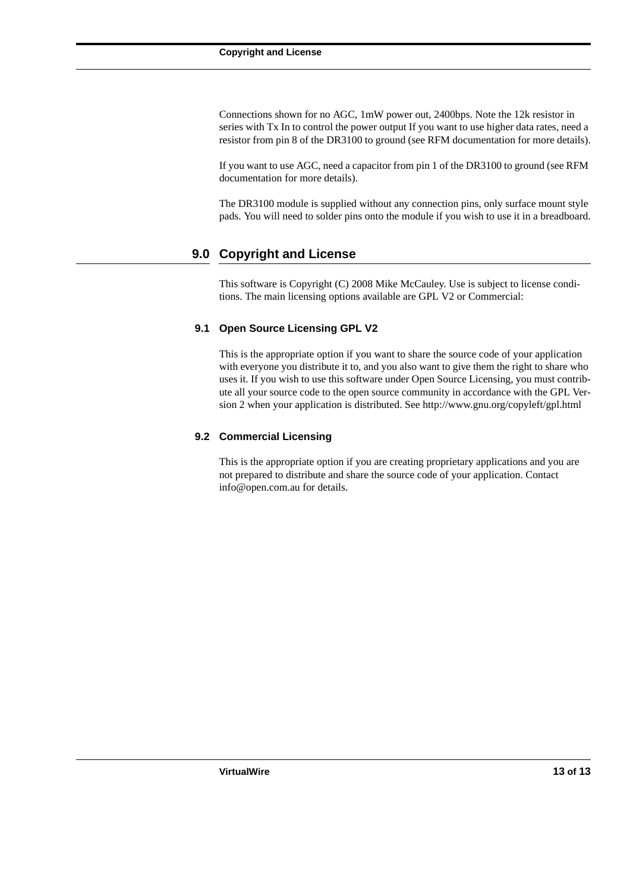Connections shown for no AGC, 1mW power out, 2400bps. Note the 12k resistor in series with Tx In to control the power output If you want to use higher data rates, need a resistor from pin 8 of the DR3100 to ground (see RFM documentation for more details).

If you want to use AGC, need a capacitor from pin 1 of the DR3100 to ground (see RFM documentation for more details).

The DR3100 module is supplied without any connection pins, only surface mount style pads. You will need to solder pins onto the module if you wish to use it in a breadboard.

## 9.0 Copyright and License

This software is Copyright (C) 2008 Mike McCauley. Use is subject to license conditions. The main licensing options available are GPL V2 or Commercial:

### 9.1 Open Source Licensing GPL V2

This is the appropriate option if you want to share the source code of your application with everyone you distribute it to, and you also want to give them the right to share who uses it. If you wish to use this software under Open Source Licensing, you must contribute all your source code to the open source community in accordance with the GPL Version 2 when your application is distributed. See http://www.gnu.org/copyleft/gpl.html

### 9.2 Commercial Licensing

This is the appropriate option if you are creating proprietary applications and you are not prepared to distribute and share the source code of your application. Contact info@open.com.au for details.